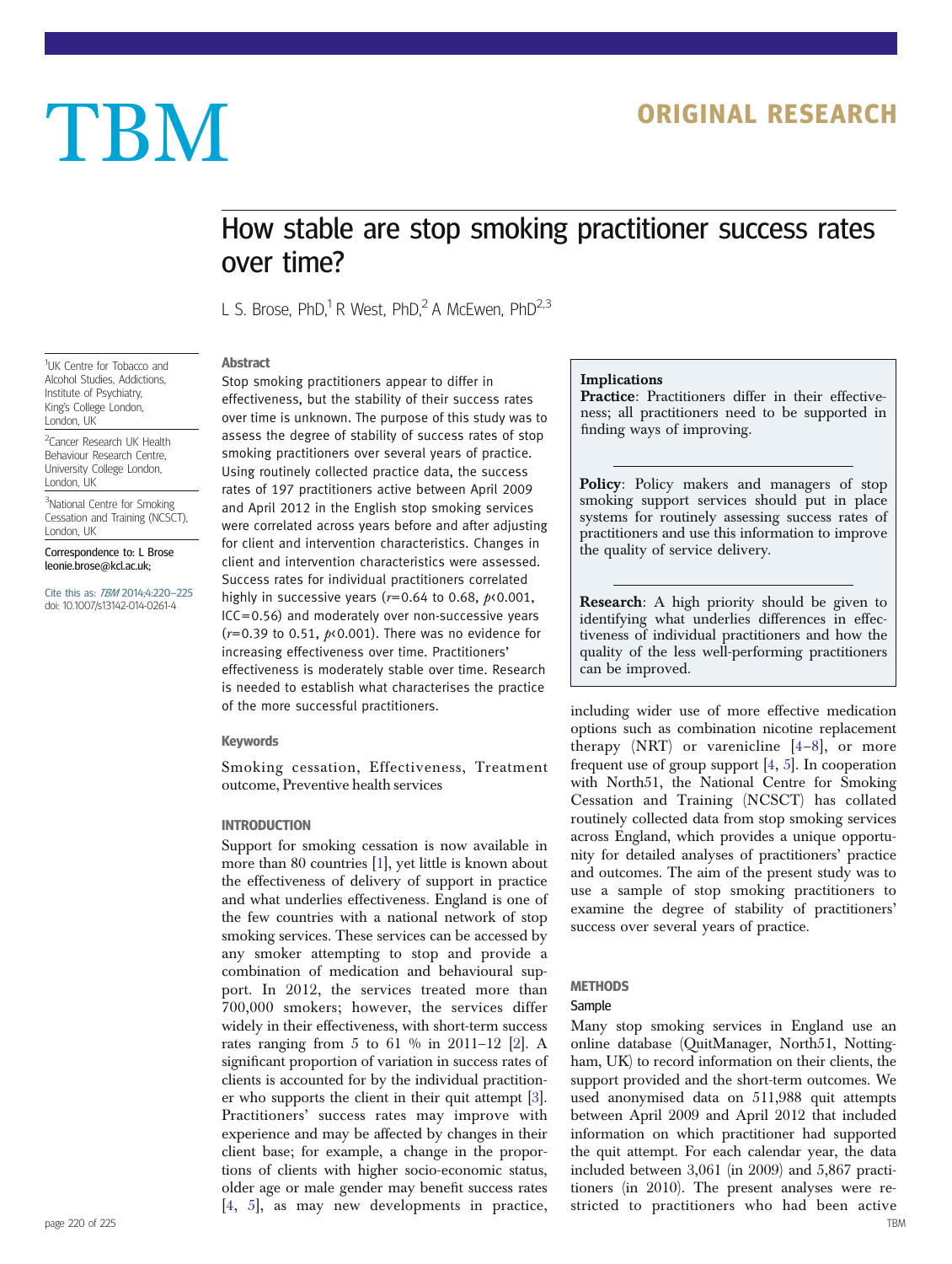# How stable are stop smoking practitioner success rates over time?

L S. Brose, PhD,[1] R West, PhD,[2] A McEwen, PhD[2,3]

[1]UK Centre for Tobacco and Alcohol Studies, Addictions, Institute of Psychiatry, King's College London, London, UK

[2]Cancer Research UK Health Behaviour Research Centre, University College London, London, UK

[3]National Centre for Smoking Cessation and Training (NCSCT), London, UK

Correspondence to: L Brose leonie.brose@kcl.ac.uk;

Cite this as: *TBM* 2014;4:220–225
doi: 10.1007/s13142-014-0261-4

## Abstract

Stop smoking practitioners appear to differ in effectiveness, but the stability of their success rates over time is unknown. The purpose of this study was to assess the degree of stability of success rates of stop smoking practitioners over several years of practice. Using routinely collected practice data, the success rates of 197 practitioners active between April 2009 and April 2012 in the English stop smoking services were correlated across years before and after adjusting for client and intervention characteristics. Changes in client and intervention characteristics were assessed. Success rates for individual practitioners correlated highly in successive years ($r$=0.64 to 0.68, $p$<0.001, ICC=0.56) and moderately over non-successive years ($r$=0.39 to 0.51, $p$<0.001). There was no evidence for increasing effectiveness over time. Practitioners' effectiveness is moderately stable over time. Research is needed to establish what characterises the practice of the more successful practitioners.

## Keywords

Smoking cessation, Effectiveness, Treatment outcome, Preventive health services

## Implications

**Practice**: Practitioners differ in their effectiveness; all practitioners need to be supported in finding ways of improving.

**Policy**: Policy makers and managers of stop smoking support services should put in place systems for routinely assessing success rates of practitioners and use this information to improve the quality of service delivery.

**Research**: A high priority should be given to identifying what underlies differences in effectiveness of individual practitioners and how the quality of the less well-performing practitioners can be improved.

## INTRODUCTION

Support for smoking cessation is now available in more than 80 countries [1], yet little is known about the effectiveness of delivery of support in practice and what underlies effectiveness. England is one of the few countries with a national network of stop smoking services. These services can be accessed by any smoker attempting to stop and provide a combination of medication and behavioural support. In 2012, the services treated more than 700,000 smokers; however, the services differ widely in their effectiveness, with short-term success rates ranging from 5 to 61 % in 2011–12 [2]. A significant proportion of variation in success rates of clients is accounted for by the individual practitioner who supports the client in their quit attempt [3]. Practitioners' success rates may improve with experience and may be affected by changes in their client base; for example, a change in the proportions of clients with higher socio-economic status, older age or male gender may benefit success rates [4, 5], as may new developments in practice, including wider use of more effective medication options such as combination nicotine replacement therapy (NRT) or varenicline [4–8], or more frequent use of group support [4, 5]. In cooperation with North51, the National Centre for Smoking Cessation and Training (NCSCT) has collated routinely collected data from stop smoking services across England, which provides a unique opportunity for detailed analyses of practitioners' practice and outcomes. The aim of the present study was to use a sample of stop smoking practitioners to examine the degree of stability of practitioners' success over several years of practice.

## METHODS

### Sample

Many stop smoking services in England use an online database (QuitManager, North51, Nottingham, UK) to record information on their clients, the support provided and the short-term outcomes. We used anonymised data on 511,988 quit attempts between April 2009 and April 2012 that included information on which practitioner had supported the quit attempt. For each calendar year, the data included between 3,061 (in 2009) and 5,867 practitioners (in 2010). The present analyses were restricted to practitioners who had been active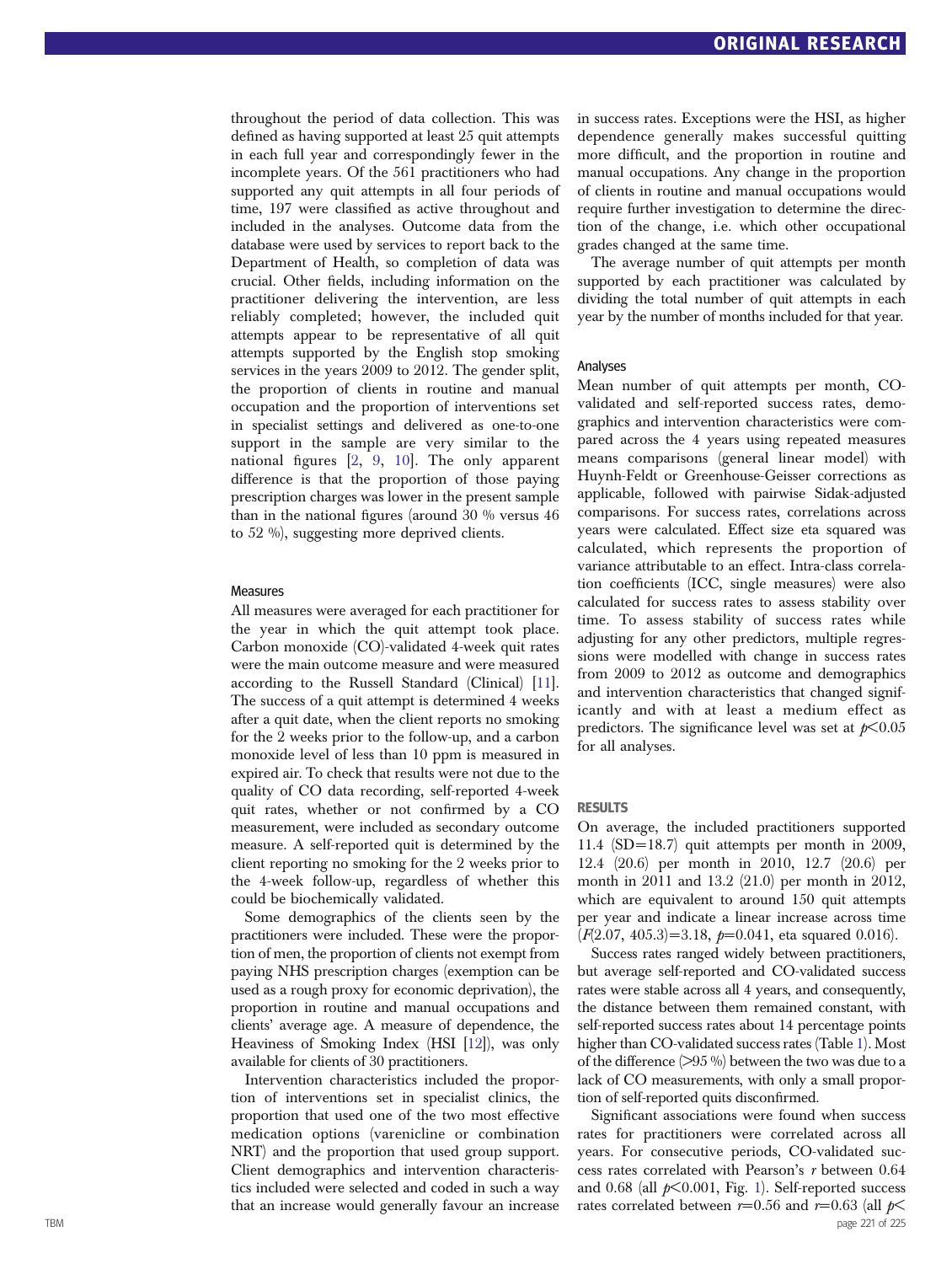throughout the period of data collection. This was defined as having supported at least 25 quit attempts in each full year and correspondingly fewer in the incomplete years. Of the 561 practitioners who had supported any quit attempts in all four periods of time, 197 were classified as active throughout and included in the analyses. Outcome data from the database were used by services to report back to the Department of Health, so completion of data was crucial. Other fields, including information on the practitioner delivering the intervention, are less reliably completed; however, the included quit attempts appear to be representative of all quit attempts supported by the English stop smoking services in the years 2009 to 2012. The gender split, the proportion of clients in routine and manual occupation and the proportion of interventions set in specialist settings and delivered as one-to-one support in the sample are very similar to the national figures [2, 9, 10]. The only apparent difference is that the proportion of those paying prescription charges was lower in the present sample than in the national figures (around 30 % versus 46 to 52 %), suggesting more deprived clients.

### Measures

All measures were averaged for each practitioner for the year in which the quit attempt took place. Carbon monoxide (CO)-validated 4-week quit rates were the main outcome measure and were measured according to the Russell Standard (Clinical) [11]. The success of a quit attempt is determined 4 weeks after a quit date, when the client reports no smoking for the 2 weeks prior to the follow-up, and a carbon monoxide level of less than 10 ppm is measured in expired air. To check that results were not due to the quality of CO data recording, self-reported 4-week quit rates, whether or not confirmed by a CO measurement, were included as secondary outcome measure. A self-reported quit is determined by the client reporting no smoking for the 2 weeks prior to the 4-week follow-up, regardless of whether this could be biochemically validated.

Some demographics of the clients seen by the practitioners were included. These were the proportion of men, the proportion of clients not exempt from paying NHS prescription charges (exemption can be used as a rough proxy for economic deprivation), the proportion in routine and manual occupations and clients' average age. A measure of dependence, the Heaviness of Smoking Index (HSI [12]), was only available for clients of 30 practitioners.

Intervention characteristics included the proportion of interventions set in specialist clinics, the proportion that used one of the two most effective medication options (varenicline or combination NRT) and the proportion that used group support. Client demographics and intervention characteristics included were selected and coded in such a way that an increase would generally favour an increase in success rates. Exceptions were the HSI, as higher dependence generally makes successful quitting more difficult, and the proportion in routine and manual occupations. Any change in the proportion of clients in routine and manual occupations would require further investigation to determine the direction of the change, i.e. which other occupational grades changed at the same time.

The average number of quit attempts per month supported by each practitioner was calculated by dividing the total number of quit attempts in each year by the number of months included for that year.

### Analyses

Mean number of quit attempts per month, CO-validated and self-reported success rates, demographics and intervention characteristics were compared across the 4 years using repeated measures means comparisons (general linear model) with Huynh-Feldt or Greenhouse-Geisser corrections as applicable, followed with pairwise Sidak-adjusted comparisons. For success rates, correlations across years were calculated. Effect size eta squared was calculated, which represents the proportion of variance attributable to an effect. Intra-class correlation coefficients (ICC, single measures) were also calculated for success rates to assess stability over time. To assess stability of success rates while adjusting for any other predictors, multiple regressions were modelled with change in success rates from 2009 to 2012 as outcome and demographics and intervention characteristics that changed significantly and with at least a medium effect as predictors. The significance level was set at $p<0.05$ for all analyses.

## RESULTS

On average, the included practitioners supported 11.4 (SD=18.7) quit attempts per month in 2009, 12.4 (20.6) per month in 2010, 12.7 (20.6) per month in 2011 and 13.2 (21.0) per month in 2012, which are equivalent to around 150 quit attempts per year and indicate a linear increase across time ($F(2.07, 405.3)=3.18$, $p=0.041$, eta squared 0.016).

Success rates ranged widely between practitioners, but average self-reported and CO-validated success rates were stable across all 4 years, and consequently, the distance between them remained constant, with self-reported success rates about 14 percentage points higher than CO-validated success rates (Table 1). Most of the difference (>95 %) between the two was due to a lack of CO measurements, with only a small proportion of self-reported quits disconfirmed.

Significant associations were found when success rates for practitioners were correlated across all years. For consecutive periods, CO-validated success rates correlated with Pearson's $r$ between 0.64 and 0.68 (all $p<0.001$, Fig. 1). Self-reported success rates correlated between $r=0.56$ and $r=0.63$ (all $p<$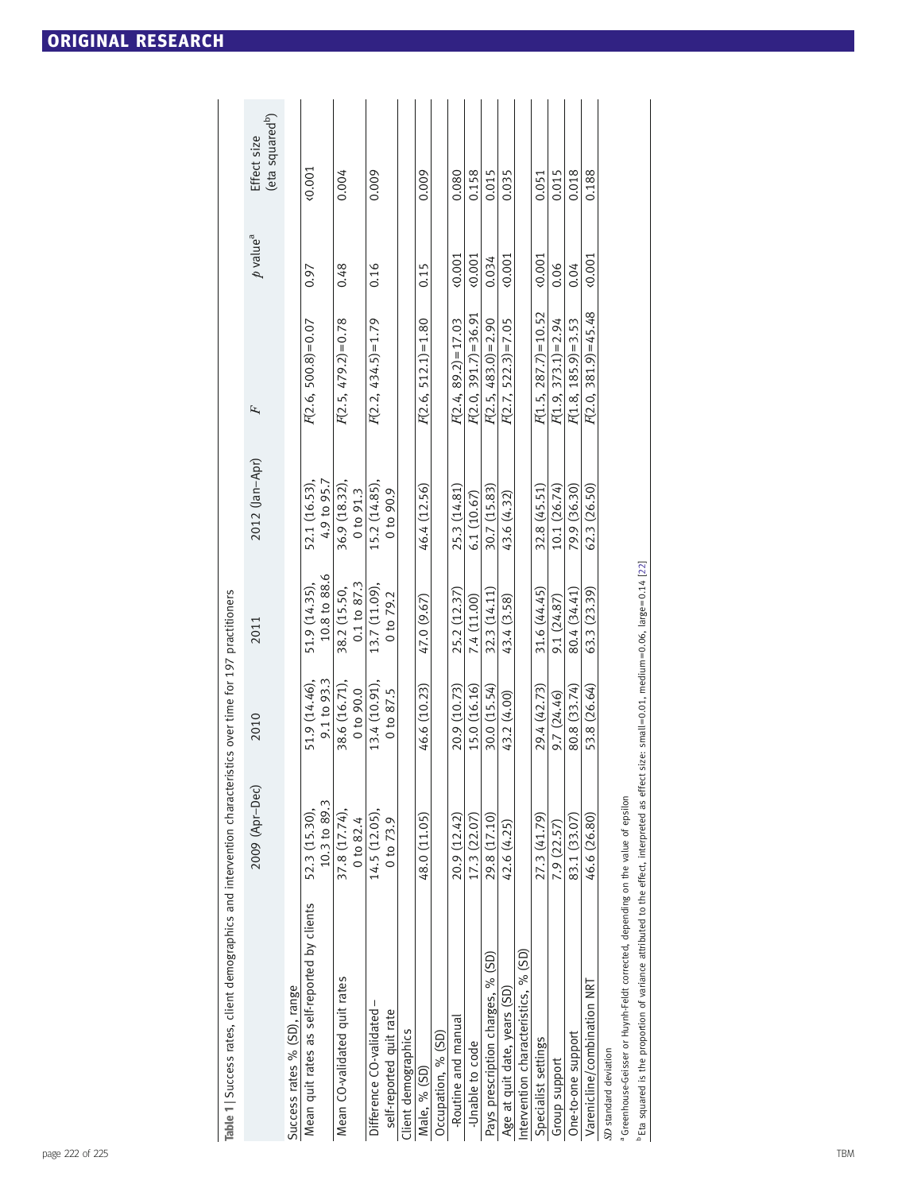**Table 1** | Success rates, client demographics and intervention characteristics over time for 197 practitioners

| | 2009 (Apr–Dec) | 2010 | 2011 | 2012 (Jan–Apr) | $F$ | $p$ value[a] | Effect size (eta squared[b]) |
|---|---|---|---|---|---|---|---|
| Success rates % (SD), range | | | | | | | |
| Mean quit rates as self-reported by clients | 52.3 (15.30), 10.3 to 89.3 | 51.9 (14.46), 9.1 to 93.3 | 51.9 (14.35), 10.8 to 88.6 | 52.1 (16.53), 4.9 to 95.7 | $F(2.6, 500.8)=0.07$ | 0.97 | <0.001 |
| Mean CO-validated quit rates | 37.8 (17.74), 0 to 82.4 | 38.6 (16.71), 0 to 90.0 | 38.2 (15.50), 0.1 to 87.3 | 36.9 (18.32), 0 to 91.3 | $F(2.5, 479.2)=0.78$ | 0.48 | 0.004 |
| Difference CO-validated – self-reported quit rate | 14.5 (12.05), 0 to 73.9 | 13.4 (10.91), 0 to 87.5 | 13.7 (11.09), 0 to 79.2 | 15.2 (14.85), 0 to 90.9 | $F(2.2, 434.5)=1.79$ | 0.16 | 0.009 |
| Client demographics | | | | | | | |
| Male, % (SD) | 48.0 (11.05) | 46.6 (10.23) | 47.0 (9.67) | 46.4 (12.56) | $F(2.6, 512.1)=1.80$ | 0.15 | 0.009 |
| Occupation, % (SD) | | | | | | | |
| -Routine and manual | 20.9 (12.42) | 20.9 (10.73) | 25.2 (12.37) | 25.3 (14.81) | $F(2.4, 89.2)=17.03$ | <0.001 | 0.080 |
| -Unable to code | 17.3 (22.07) | 15.0 (16.16) | 7.4 (11.00) | 6.1 (10.67) | $F(2.0, 391.7)=36.91$ | <0.001 | 0.158 |
| Pays prescription charges, % (SD) | 29.8 (17.10) | 30.0 (15.54) | 32.3 (14.11) | 30.7 (15.83) | $F(2.5, 483.0)=2.90$ | 0.034 | 0.015 |
| Age at quit date, years (SD) | 42.6 (4.25) | 43.2 (4.00) | 43.4 (3.58) | 43.6 (4.32) | $F(2.7, 522.3)=7.05$ | <0.001 | 0.035 |
| Intervention characteristics, % (SD) | | | | | | | |
| Specialist settings | 27.3 (41.79) | 29.4 (42.73) | 31.6 (44.45) | 32.8 (45.51) | $F(1.5, 287.7)=10.52$ | <0.001 | 0.051 |
| Group support | 7.9 (22.57) | 9.7 (24.46) | 9.1 (24.87) | 10.1 (26.74) | $F(1.9, 373.1)=2.94$ | 0.06 | 0.015 |
| One-to-one support | 83.1 (33.07) | 80.8 (33.74) | 80.4 (34.41) | 79.9 (36.30) | $F(1.8, 185.9)=3.53$ | 0.04 | 0.018 |
| Varenicline/combination NRT | 46.6 (26.80) | 53.8 (26.64) | 63.3 (23.39) | 62.3 (26.50) | $F(2.0, 381.9)=45.48$ | <0.001 | 0.188 |

*SD* standard deviation

[a] Greenhouse-Geisser or Huynh-Feldt corrected, depending on the value of epsilon

[b] Eta squared is the proportion of variance attributed to the effect, interpreted as effect size: small=0.01, medium=0.06, large=0.14 [22]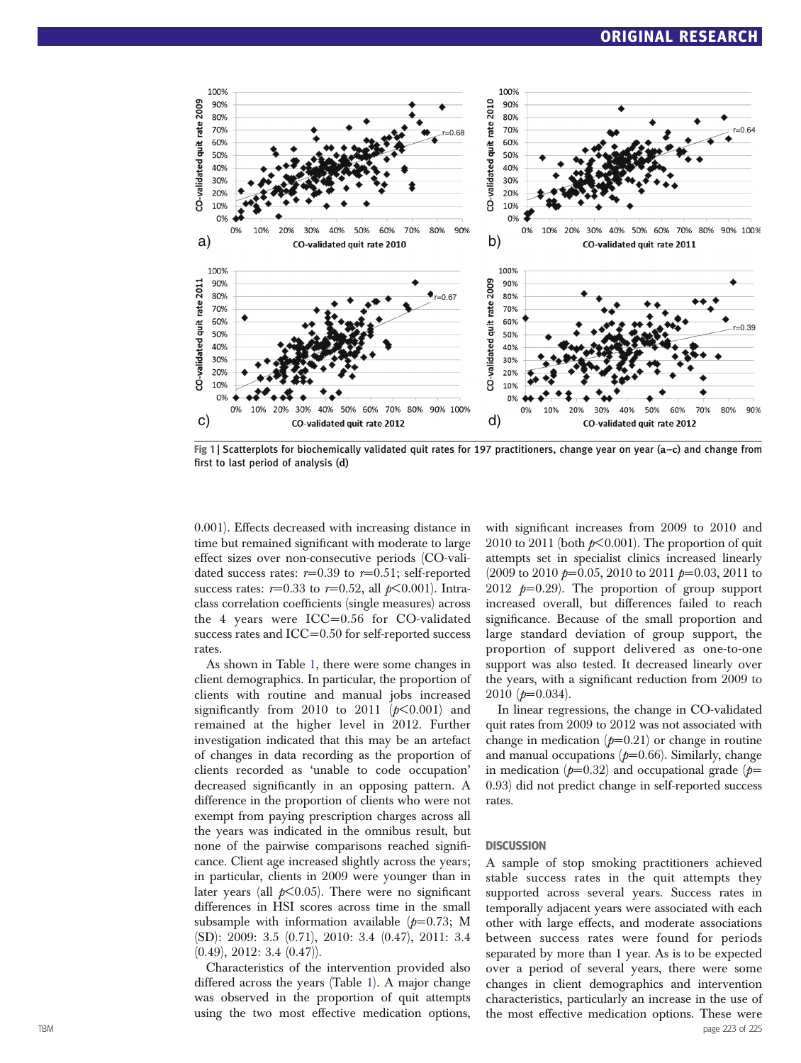Fig 1 | Scatterplots for biochemically validated quit rates for 197 practitioners, change year on year (a–c) and change from first to last period of analysis (d)

0.001). Effects decreased with increasing distance in time but remained significant with moderate to large effect sizes over non-consecutive periods (CO-validated success rates: $r$=0.39 to $r$=0.51; self-reported success rates: $r$=0.33 to $r$=0.52, all $p$<0.001). Intraclass correlation coefficients (single measures) across the 4 years were ICC=0.56 for CO-validated success rates and ICC=0.50 for self-reported success rates.

As shown in Table 1, there were some changes in client demographics. In particular, the proportion of clients with routine and manual jobs increased significantly from 2010 to 2011 ($p$<0.001) and remained at the higher level in 2012. Further investigation indicated that this may be an artefact of changes in data recording as the proportion of clients recorded as 'unable to code occupation' decreased significantly in an opposing pattern. A difference in the proportion of clients who were not exempt from paying prescription charges across all the years was indicated in the omnibus result, but none of the pairwise comparisons reached significance. Client age increased slightly across the years; in particular, clients in 2009 were younger than in later years (all $p$<0.05). There were no significant differences in HSI scores across time in the small subsample with information available ($p$=0.73; M (SD): 2009: 3.5 (0.71), 2010: 3.4 (0.47), 2011: 3.4 (0.49), 2012: 3.4 (0.47)).

Characteristics of the intervention provided also differed across the years (Table 1). A major change was observed in the proportion of quit attempts using the two most effective medication options, with significant increases from 2009 to 2010 and 2010 to 2011 (both $p$<0.001). The proportion of quit attempts set in specialist clinics increased linearly (2009 to 2010 $p$=0.05, 2010 to 2011 $p$=0.03, 2011 to 2012 $p$=0.29). The proportion of group support increased overall, but differences failed to reach significance. Because of the small proportion and large standard deviation of group support, the proportion of support delivered as one-to-one support was also tested. It decreased linearly over the years, with a significant reduction from 2009 to 2010 ($p$=0.034).

In linear regressions, the change in CO-validated quit rates from 2009 to 2012 was not associated with change in medication ($p$=0.21) or change in routine and manual occupations ($p$=0.66). Similarly, change in medication ($p$=0.32) and occupational grade ($p$=0.93) did not predict change in self-reported success rates.

## DISCUSSION

A sample of stop smoking practitioners achieved stable success rates in the quit attempts they supported across several years. Success rates in temporally adjacent years were associated with each other with large effects, and moderate associations between success rates were found for periods separated by more than 1 year. As is to be expected over a period of several years, there were some changes in client demographics and intervention characteristics, particularly an increase in the use of the most effective medication options. These were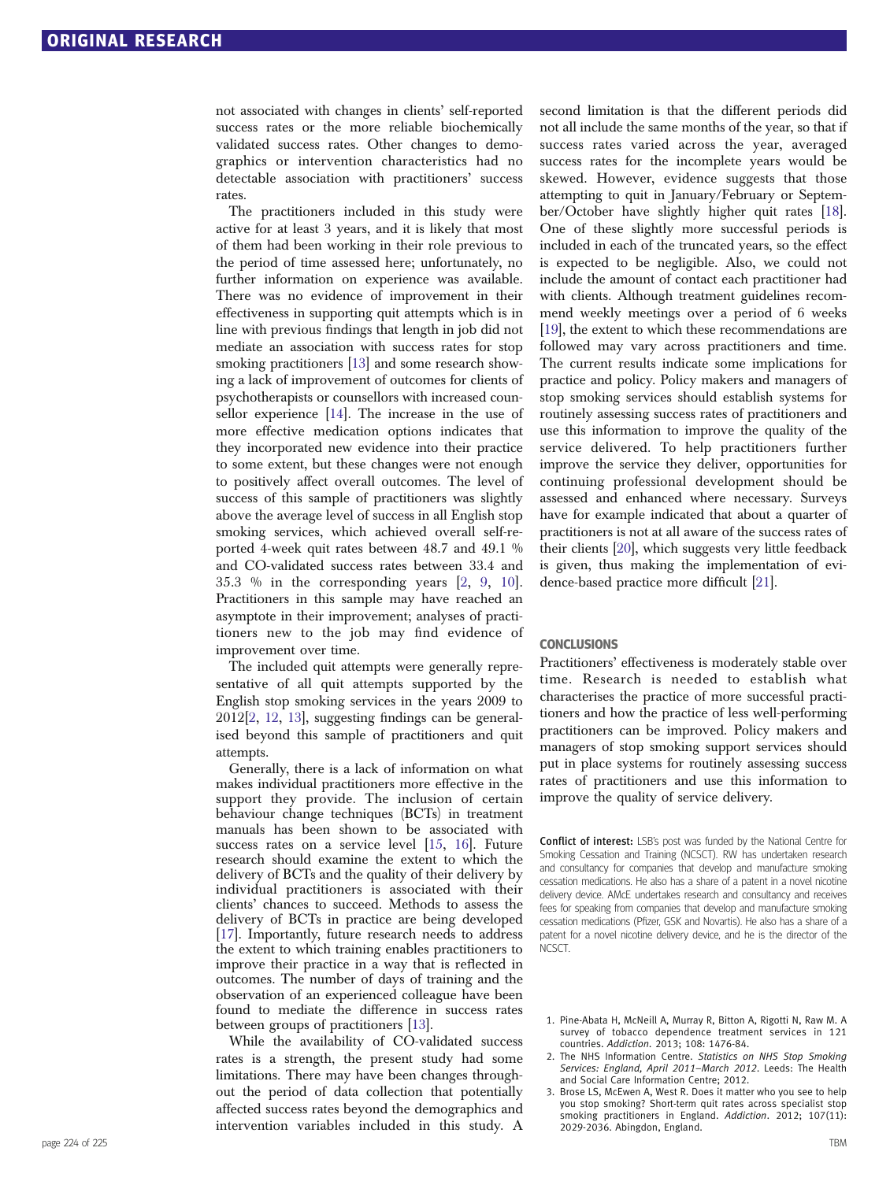not associated with changes in clients' self-reported success rates or the more reliable biochemically validated success rates. Other changes to demographics or intervention characteristics had no detectable association with practitioners' success rates.

The practitioners included in this study were active for at least 3 years, and it is likely that most of them had been working in their role previous to the period of time assessed here; unfortunately, no further information on experience was available. There was no evidence of improvement in their effectiveness in supporting quit attempts which is in line with previous findings that length in job did not mediate an association with success rates for stop smoking practitioners [13] and some research showing a lack of improvement of outcomes for clients of psychotherapists or counsellors with increased counsellor experience [14]. The increase in the use of more effective medication options indicates that they incorporated new evidence into their practice to some extent, but these changes were not enough to positively affect overall outcomes. The level of success of this sample of practitioners was slightly above the average level of success in all English stop smoking services, which achieved overall self-reported 4-week quit rates between 48.7 and 49.1 % and CO-validated success rates between 33.4 and 35.3 % in the corresponding years [2, 9, 10]. Practitioners in this sample may have reached an asymptote in their improvement; analyses of practitioners new to the job may find evidence of improvement over time.

The included quit attempts were generally representative of all quit attempts supported by the English stop smoking services in the years 2009 to 2012[2, 12, 13], suggesting findings can be generalised beyond this sample of practitioners and quit attempts.

Generally, there is a lack of information on what makes individual practitioners more effective in the support they provide. The inclusion of certain behaviour change techniques (BCTs) in treatment manuals has been shown to be associated with success rates on a service level [15, 16]. Future research should examine the extent to which the delivery of BCTs and the quality of their delivery by individual practitioners is associated with their clients' chances to succeed. Methods to assess the delivery of BCTs in practice are being developed [17]. Importantly, future research needs to address the extent to which training enables practitioners to improve their practice in a way that is reflected in outcomes. The number of days of training and the observation of an experienced colleague have been found to mediate the difference in success rates between groups of practitioners [13].

While the availability of CO-validated success rates is a strength, the present study had some limitations. There may have been changes throughout the period of data collection that potentially affected success rates beyond the demographics and intervention variables included in this study. A second limitation is that the different periods did not all include the same months of the year, so that if success rates varied across the year, averaged success rates for the incomplete years would be skewed. However, evidence suggests that those attempting to quit in January/February or September/October have slightly higher quit rates [18]. One of these slightly more successful periods is included in each of the truncated years, so the effect is expected to be negligible. Also, we could not include the amount of contact each practitioner had with clients. Although treatment guidelines recommend weekly meetings over a period of 6 weeks [19], the extent to which these recommendations are followed may vary across practitioners and time. The current results indicate some implications for practice and policy. Policy makers and managers of stop smoking services should establish systems for routinely assessing success rates of practitioners and use this information to improve the quality of the service delivered. To help practitioners further improve the service they deliver, opportunities for continuing professional development should be assessed and enhanced where necessary. Surveys have for example indicated that about a quarter of practitioners is not at all aware of the success rates of their clients [20], which suggests very little feedback is given, thus making the implementation of evidence-based practice more difficult [21].

## CONCLUSIONS

Practitioners' effectiveness is moderately stable over time. Research is needed to establish what characterises the practice of more successful practitioners and how the practice of less well-performing practitioners can be improved. Policy makers and managers of stop smoking support services should put in place systems for routinely assessing success rates of practitioners and use this information to improve the quality of service delivery.

**Conflict of interest:** LSB's post was funded by the National Centre for Smoking Cessation and Training (NCSCT). RW has undertaken research and consultancy for companies that develop and manufacture smoking cessation medications. He also has a share of a patent in a novel nicotine delivery device. AMcE undertakes research and consultancy and receives fees for speaking from companies that develop and manufacture smoking cessation medications (Pfizer, GSK and Novartis). He also has a share of a patent for a novel nicotine delivery device, and he is the director of the NCSCT.

1. Pine-Abata H, McNeill A, Murray R, Bitton A, Rigotti N, Raw M. A survey of tobacco dependence treatment services in 121 countries. *Addiction*. 2013; 108: 1476-84.
2. The NHS Information Centre. *Statistics on NHS Stop Smoking Services: England, April 2011–March 2012*. Leeds: The Health and Social Care Information Centre; 2012.
3. Brose LS, McEwen A, West R. Does it matter who you see to help you stop smoking? Short-term quit rates across specialist stop smoking practitioners in England. *Addiction*. 2012; 107(11): 2029-2036. Abingdon, England.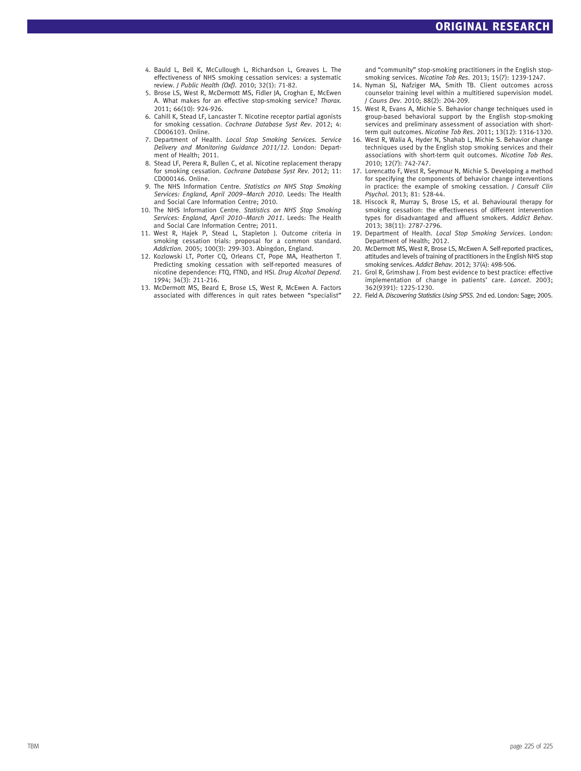4. Bauld L, Bell K, McCullough L, Richardson L, Greaves L. The effectiveness of NHS smoking cessation services: a systematic review. *J Public Health (Oxf)*. 2010; 32(1): 71-82.
5. Brose LS, West R, McDermott MS, Fidler JA, Croghan E, McEwen A. What makes for an effective stop-smoking service? *Thorax*. 2011; 66(10): 924-926.
6. Cahill K, Stead LF, Lancaster T. Nicotine receptor partial agonists for smoking cessation. *Cochrane Database Syst Rev*. 2012; 4: CD006103. Online.
7. Department of Health. *Local Stop Smoking Services. Service Delivery and Monitoring Guidance 2011/12*. London: Department of Health; 2011.
8. Stead LF, Perera R, Bullen C, et al. Nicotine replacement therapy for smoking cessation. *Cochrane Database Syst Rev*. 2012; 11: CD000146. Online.
9. The NHS Information Centre. *Statistics on NHS Stop Smoking Services: England, April 2009–March 2010*. Leeds: The Health and Social Care Information Centre; 2010.
10. The NHS Information Centre. *Statistics on NHS Stop Smoking Services: England, April 2010–March 2011*. Leeds: The Health and Social Care Information Centre; 2011.
11. West R, Hajek P, Stead L, Stapleton J. Outcome criteria in smoking cessation trials: proposal for a common standard. *Addiction*. 2005; 100(3): 299-303. Abingdon, England.
12. Kozlowski LT, Porter CQ, Orleans CT, Pope MA, Heatherton T. Predicting smoking cessation with self-reported measures of nicotine dependence: FTQ, FTND, and HSI. *Drug Alcohol Depend*. 1994; 34(3): 211-216.
13. McDermott MS, Beard E, Brose LS, West R, McEwen A. Factors associated with differences in quit rates between "specialist" and "community" stop-smoking practitioners in the English stop-smoking services. *Nicotine Tob Res*. 2013; 15(7): 1239-1247.
14. Nyman SJ, Nafziger MA, Smith TB. Client outcomes across counselor training level within a multitiered supervision model. *J Couns Dev*. 2010; 88(2): 204-209.
15. West R, Evans A, Michie S. Behavior change techniques used in group-based behavioral support by the English stop-smoking services and preliminary assessment of association with short-term quit outcomes. *Nicotine Tob Res*. 2011; 13(12): 1316-1320.
16. West R, Walia A, Hyder N, Shahab L, Michie S. Behavior change techniques used by the English stop smoking services and their associations with short-term quit outcomes. *Nicotine Tob Res*. 2010; 12(7): 742-747.
17. Lorencatto F, West R, Seymour N, Michie S. Developing a method for specifying the components of behavior change interventions in practice: the example of smoking cessation. *J Consult Clin Psychol*. 2013; 81: 528-44.
18. Hiscock R, Murray S, Brose LS, et al. Behavioural therapy for smoking cessation: the effectiveness of different intervention types for disadvantaged and affluent smokers. *Addict Behav*. 2013; 38(11): 2787-2796.
19. Department of Health. *Local Stop Smoking Services*. London: Department of Health; 2012.
20. McDermott MS, West R, Brose LS, McEwen A. Self-reported practices, attitudes and levels of training of practitioners in the English NHS stop smoking services. *Addict Behav*. 2012; 37(4): 498-506.
21. Grol R, Grimshaw J. From best evidence to best practice: effective implementation of change in patients' care. *Lancet*. 2003; 362(9391): 1225-1230.
22. Field A. *Discovering Statistics Using SPSS*. 2nd ed. London: Sage; 2005.